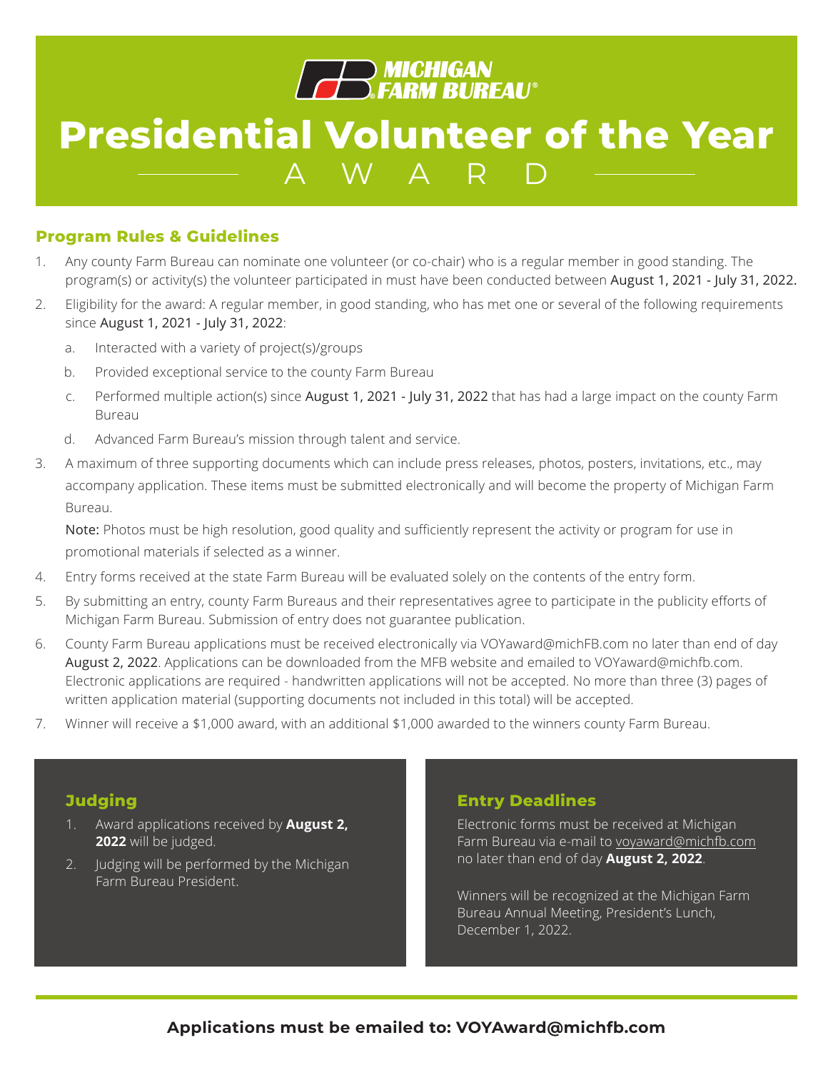MICHIGAN FARM BUREAU

# Presidential Volunteer of the Year

## AWARD

### Program Rules & Guidelines

1. Any county Farm Bureau can nominate one volunteer (or co-chair) who is a regular member in good standing. The program(s) or activity(s) the volunteer participated in must have been conducted between August 1, 2021 - July 31, 2022.
2. Eligibility for the award: A regular member, in good standing, who has met one or several of the following requirements since August 1, 2021 - July 31, 2022:
   a. Interacted with a variety of project(s)/groups
   b. Provided exceptional service to the county Farm Bureau
   c. Performed multiple action(s) since August 1, 2021 - July 31, 2022 that has had a large impact on the county Farm Bureau
   d. Advanced Farm Bureau's mission through talent and service.
3. A maximum of three supporting documents which can include press releases, photos, posters, invitations, etc., may accompany application. These items must be submitted electronically and will become the property of Michigan Farm Bureau.

   Note: Photos must be high resolution, good quality and sufficiently represent the activity or program for use in promotional materials if selected as a winner.
4. Entry forms received at the state Farm Bureau will be evaluated solely on the contents of the entry form.
5. By submitting an entry, county Farm Bureaus and their representatives agree to participate in the publicity efforts of Michigan Farm Bureau. Submission of entry does not guarantee publication.
6. County Farm Bureau applications must be received electronically via VOYaward@michFB.com no later than end of day August 2, 2022. Applications can be downloaded from the MFB website and emailed to VOYaward@michfb.com. Electronic applications are required - handwritten applications will not be accepted. No more than three (3) pages of written application material (supporting documents not included in this total) will be accepted.
7. Winner will receive a $1,000 award, with an additional $1,000 awarded to the winners county Farm Bureau.

### Judging

1. Award applications received by **August 2, 2022** will be judged.
2. Judging will be performed by the Michigan Farm Bureau President.

### Entry Deadlines

Electronic forms must be received at Michigan Farm Bureau via e-mail to voyaward@michfb.com no later than end of day **August 2, 2022**.

Winners will be recognized at the Michigan Farm Bureau Annual Meeting, President's Lunch, December 1, 2022.

**Applications must be emailed to: VOYAward@michfb.com**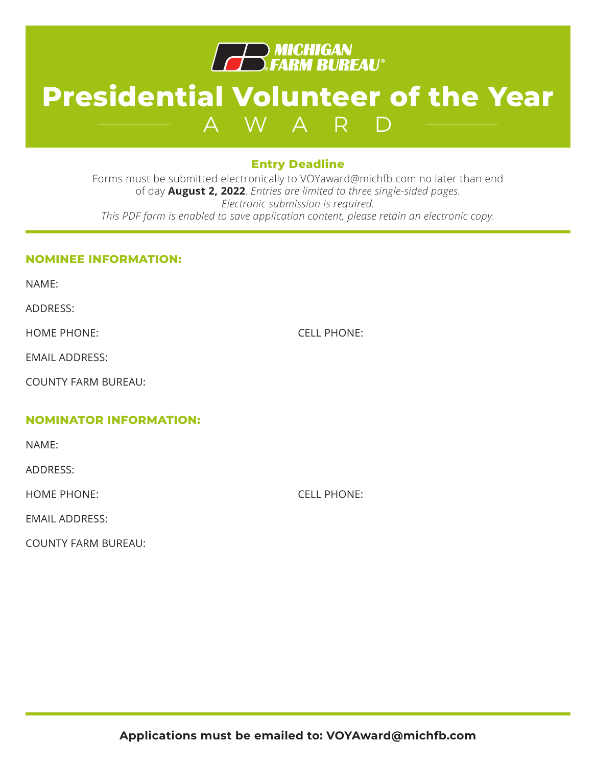MICHIGAN FARM BUREAU

# Presidential Volunteer of the Year

## AWARD

**Entry Deadline**

Forms must be submitted electronically to VOYaward@michfb.com no later than end of day **August 2, 2022**. *Entries are limited to three single-sided pages.*
*Electronic submission is required.*
*This PDF form is enabled to save application content, please retain an electronic copy.*

### NOMINEE INFORMATION:

NAME:

ADDRESS:

HOME PHONE: CELL PHONE:

EMAIL ADDRESS:

COUNTY FARM BUREAU:

### NOMINATOR INFORMATION:

NAME:

ADDRESS:

HOME PHONE: CELL PHONE:

EMAIL ADDRESS:

COUNTY FARM BUREAU:

**Applications must be emailed to: VOYAward@michfb.com**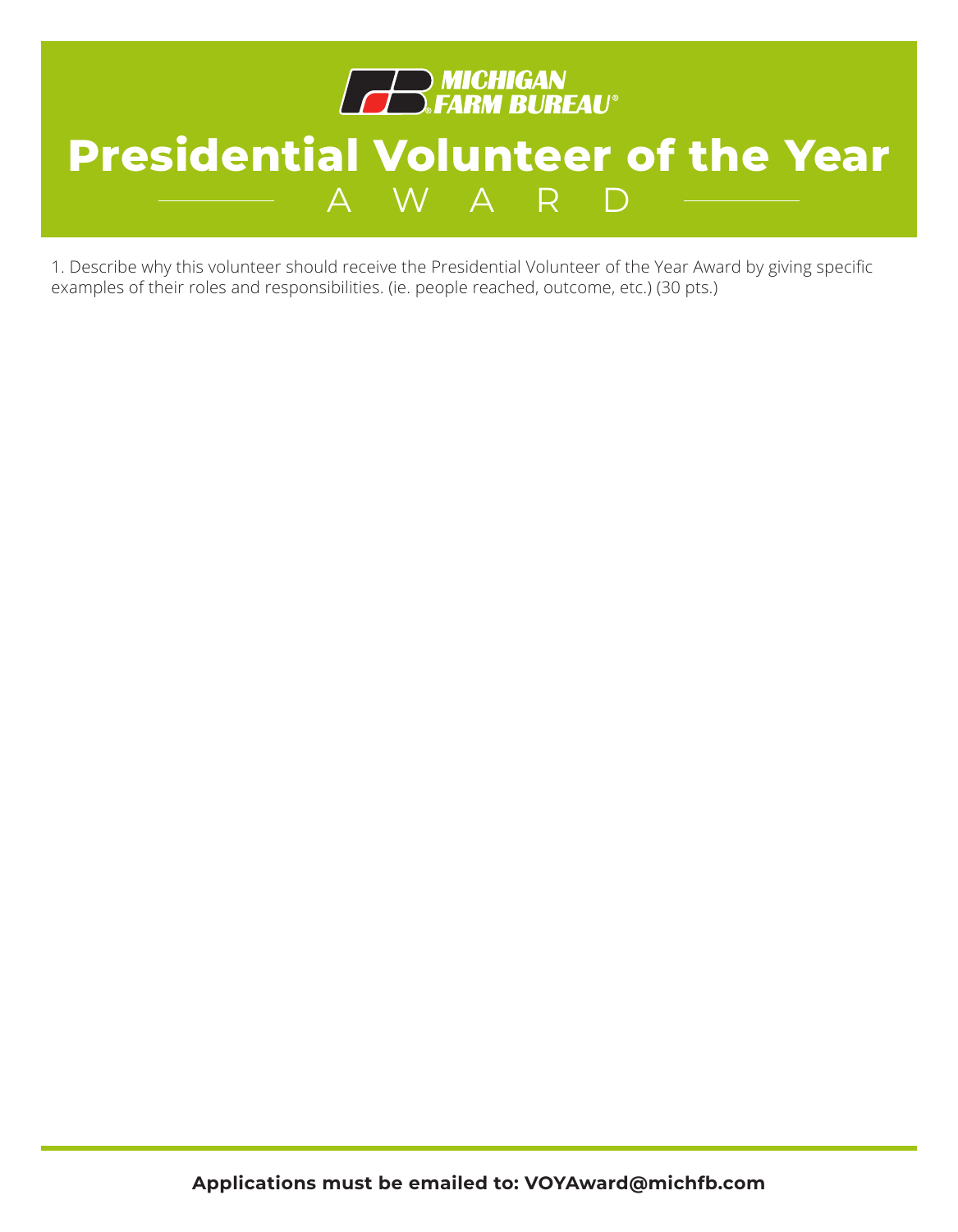MICHIGAN FARM BUREAU

# Presidential Volunteer of the Year

## AWARD

1. Describe why this volunteer should receive the Presidential Volunteer of the Year Award by giving specific examples of their roles and responsibilities. (ie. people reached, outcome, etc.) (30 pts.)

**Applications must be emailed to: VOYAward@michfb.com**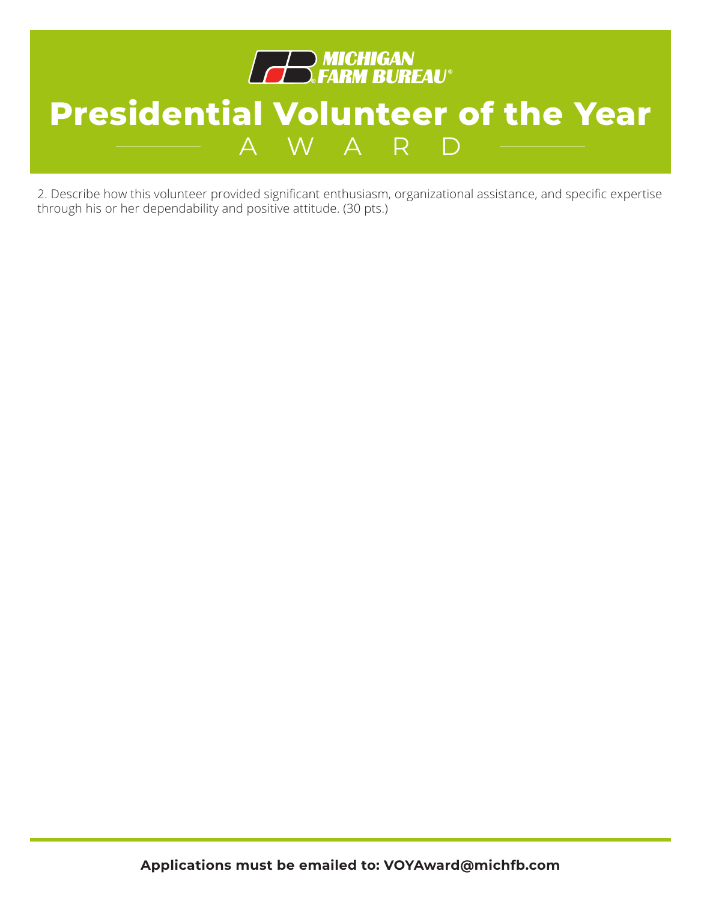MICHIGAN FARM BUREAU

# Presidential Volunteer of the Year

## AWARD

2. Describe how this volunteer provided significant enthusiasm, organizational assistance, and specific expertise through his or her dependability and positive attitude. (30 pts.)

**Applications must be emailed to: VOYAward@michfb.com**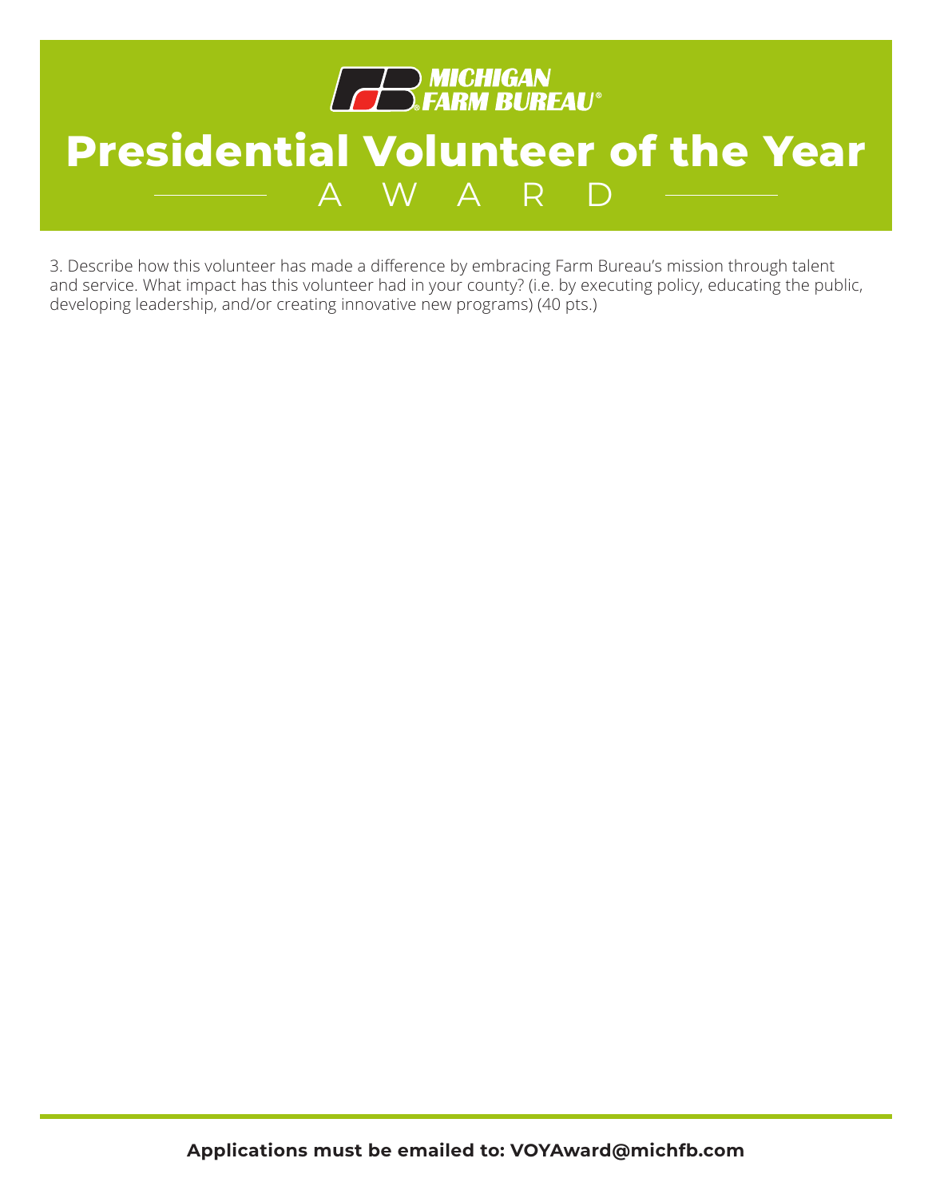MICHIGAN FARM BUREAU

# Presidential Volunteer of the Year

## AWARD

3. Describe how this volunteer has made a difference by embracing Farm Bureau's mission through talent and service. What impact has this volunteer had in your county? (i.e. by executing policy, educating the public, developing leadership, and/or creating innovative new programs) (40 pts.)

**Applications must be emailed to: VOYAward@michfb.com**